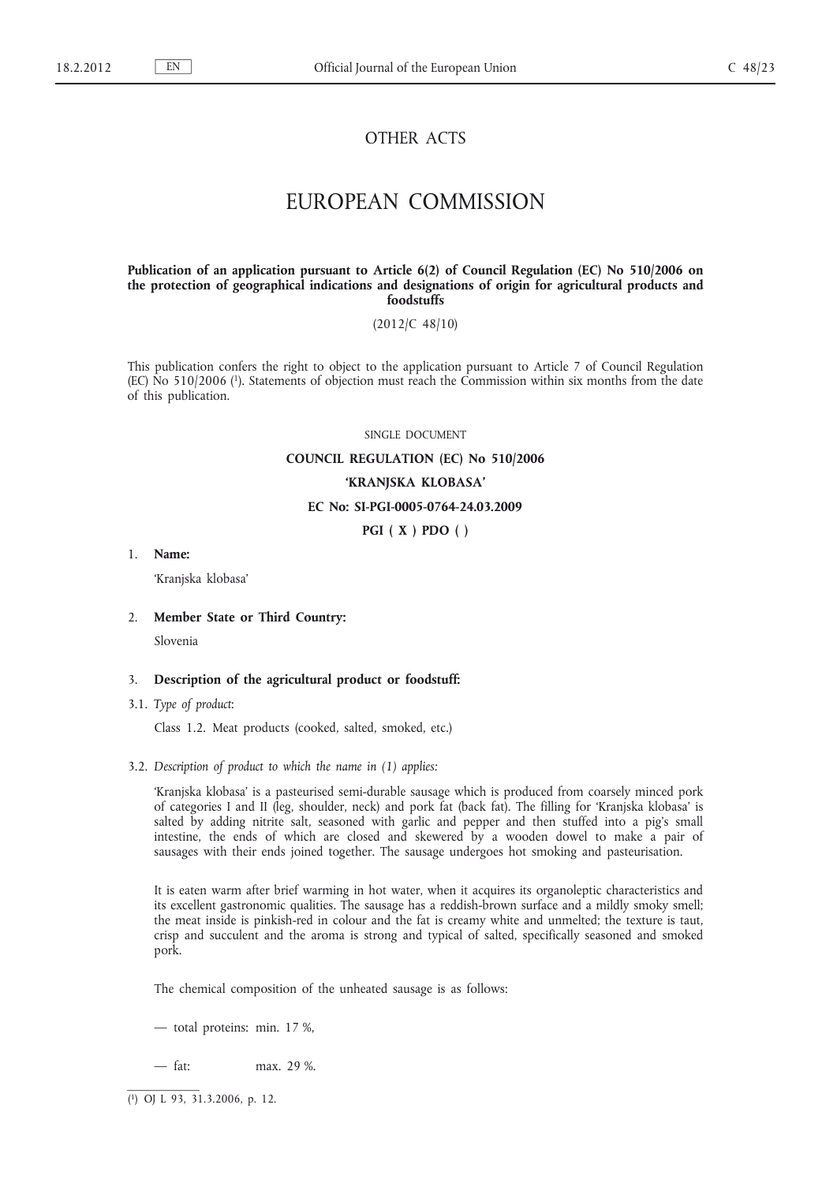# OTHER ACTS

# EUROPEAN COMMISSION

**Publication of an application pursuant to Article 6(2) of Council Regulation (EC) No 510/2006 on the protection of geographical indications and designations of origin for agricultural products and foodstuffs**

(2012/C 48/10)

This publication confers the right to object to the application pursuant to Article 7 of Council Regulation (EC) No 510/2006 [1]. Statements of objection must reach the Commission within six months from the date of this publication.

SINGLE DOCUMENT

**COUNCIL REGULATION (EC) No 510/2006**

**'KRANJSKA KLOBASA'**

**EC No: SI-PGI-0005-0764-24.03.2009**

**PGI ( X ) PDO ( )**

1. **Name:**

   'Kranjska klobasa'

2. **Member State or Third Country:**

   Slovenia

3. **Description of the agricultural product or foodstuff:**

3.1. *Type of product*:

Class 1.2. Meat products (cooked, salted, smoked, etc.)

3.2. *Description of product to which the name in (1) applies:*

'Kranjska klobasa' is a pasteurised semi-durable sausage which is produced from coarsely minced pork of categories I and II (leg, shoulder, neck) and pork fat (back fat). The filling for 'Kranjska klobasa' is salted by adding nitrite salt, seasoned with garlic and pepper and then stuffed into a pig's small intestine, the ends of which are closed and skewered by a wooden dowel to make a pair of sausages with their ends joined together. The sausage undergoes hot smoking and pasteurisation.

It is eaten warm after brief warming in hot water, when it acquires its organoleptic characteristics and its excellent gastronomic qualities. The sausage has a reddish-brown surface and a mildly smoky smell; the meat inside is pinkish-red in colour and the fat is creamy white and unmelted; the texture is taut, crisp and succulent and the aroma is strong and typical of salted, specifically seasoned and smoked pork.

The chemical composition of the unheated sausage is as follows:

— total proteins: min. 17 %,

— fat: max. 29 %.

[1] OJ L 93, 31.3.2006, p. 12.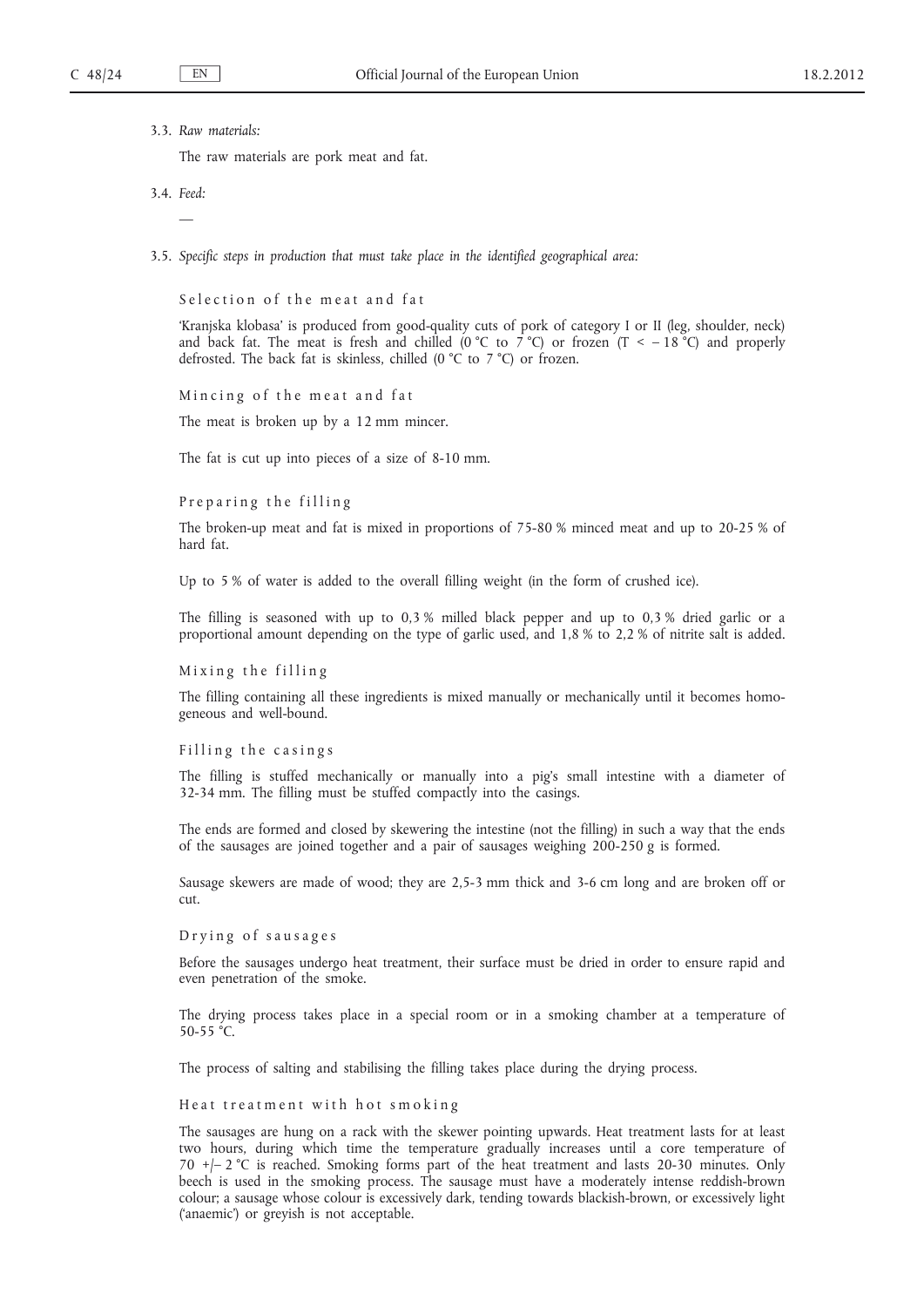3.3. *Raw materials:*

The raw materials are pork meat and fat.

3.4. *Feed:*

—

3.5. *Specific steps in production that must take place in the identified geographical area:*

Selection of the meat and fat

'Kranjska klobasa' is produced from good-quality cuts of pork of category I or II (leg, shoulder, neck) and back fat. The meat is fresh and chilled (0 °C to 7 °C) or frozen ($T < -18$ °C) and properly defrosted. The back fat is skinless, chilled (0 °C to 7 °C) or frozen.

Mincing of the meat and fat

The meat is broken up by a 12 mm mincer.

The fat is cut up into pieces of a size of 8-10 mm.

Preparing the filling

The broken-up meat and fat is mixed in proportions of 75-80 % minced meat and up to 20-25 % of hard fat.

Up to 5 % of water is added to the overall filling weight (in the form of crushed ice).

The filling is seasoned with up to 0,3 % milled black pepper and up to 0,3 % dried garlic or a proportional amount depending on the type of garlic used, and 1,8 % to 2,2 % of nitrite salt is added.

Mixing the filling

The filling containing all these ingredients is mixed manually or mechanically until it becomes homogeneous and well-bound.

Filling the casings

The filling is stuffed mechanically or manually into a pig's small intestine with a diameter of 32-34 mm. The filling must be stuffed compactly into the casings.

The ends are formed and closed by skewering the intestine (not the filling) in such a way that the ends of the sausages are joined together and a pair of sausages weighing 200-250 g is formed.

Sausage skewers are made of wood; they are 2,5-3 mm thick and 3-6 cm long and are broken off or cut.

Drying of sausages

Before the sausages undergo heat treatment, their surface must be dried in order to ensure rapid and even penetration of the smoke.

The drying process takes place in a special room or in a smoking chamber at a temperature of 50-55 °C.

The process of salting and stabilising the filling takes place during the drying process.

Heat treatment with hot smoking

The sausages are hung on a rack with the skewer pointing upwards. Heat treatment lasts for at least two hours, during which time the temperature gradually increases until a core temperature of 70 +/– 2 °C is reached. Smoking forms part of the heat treatment and lasts 20-30 minutes. Only beech is used in the smoking process. The sausage must have a moderately intense reddish-brown colour; a sausage whose colour is excessively dark, tending towards blackish-brown, or excessively light ('anaemic') or greyish is not acceptable.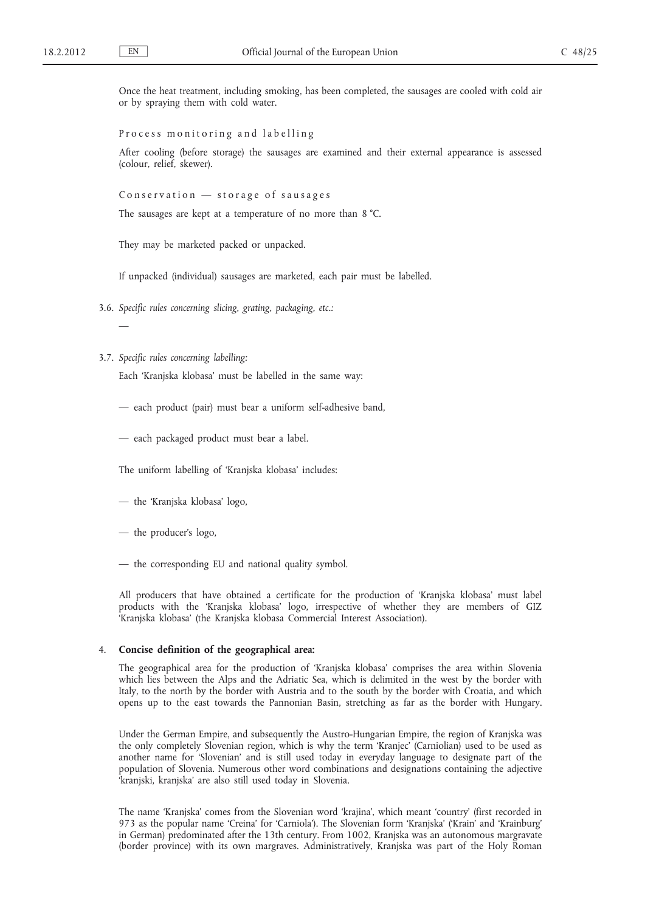Once the heat treatment, including smoking, has been completed, the sausages are cooled with cold air or by spraying them with cold water.

Process monitoring and labelling

After cooling (before storage) the sausages are examined and their external appearance is assessed (colour, relief, skewer).

Conservation — storage of sausages

The sausages are kept at a temperature of no more than 8 °C.

They may be marketed packed or unpacked.

If unpacked (individual) sausages are marketed, each pair must be labelled.

3.6. *Specific rules concerning slicing, grating, packaging, etc.:*

—

3.7. *Specific rules concerning labelling:*

Each 'Kranjska klobasa' must be labelled in the same way:

— each product (pair) must bear a uniform self-adhesive band,

— each packaged product must bear a label.

The uniform labelling of 'Kranjska klobasa' includes:

— the 'Kranjska klobasa' logo,

— the producer's logo,

— the corresponding EU and national quality symbol.

All producers that have obtained a certificate for the production of 'Kranjska klobasa' must label products with the 'Kranjska klobasa' logo, irrespective of whether they are members of GIZ 'Kranjska klobasa' (the Kranjska klobasa Commercial Interest Association).

## 4. Concise definition of the geographical area:

The geographical area for the production of 'Kranjska klobasa' comprises the area within Slovenia which lies between the Alps and the Adriatic Sea, which is delimited in the west by the border with Italy, to the north by the border with Austria and to the south by the border with Croatia, and which opens up to the east towards the Pannonian Basin, stretching as far as the border with Hungary.

Under the German Empire, and subsequently the Austro-Hungarian Empire, the region of Kranjska was the only completely Slovenian region, which is why the term 'Kranjec' (Carniolian) used to be used as another name for 'Slovenian' and is still used today in everyday language to designate part of the population of Slovenia. Numerous other word combinations and designations containing the adjective 'kranjski, kranjska' are also still used today in Slovenia.

The name 'Kranjska' comes from the Slovenian word 'krajina', which meant 'country' (first recorded in 973 as the popular name 'Creina' for 'Carniola'). The Slovenian form 'Kranjska' ('Krain' and 'Krainburg' in German) predominated after the 13th century. From 1002, Kranjska was an autonomous margravate (border province) with its own margraves. Administratively, Kranjska was part of the Holy Roman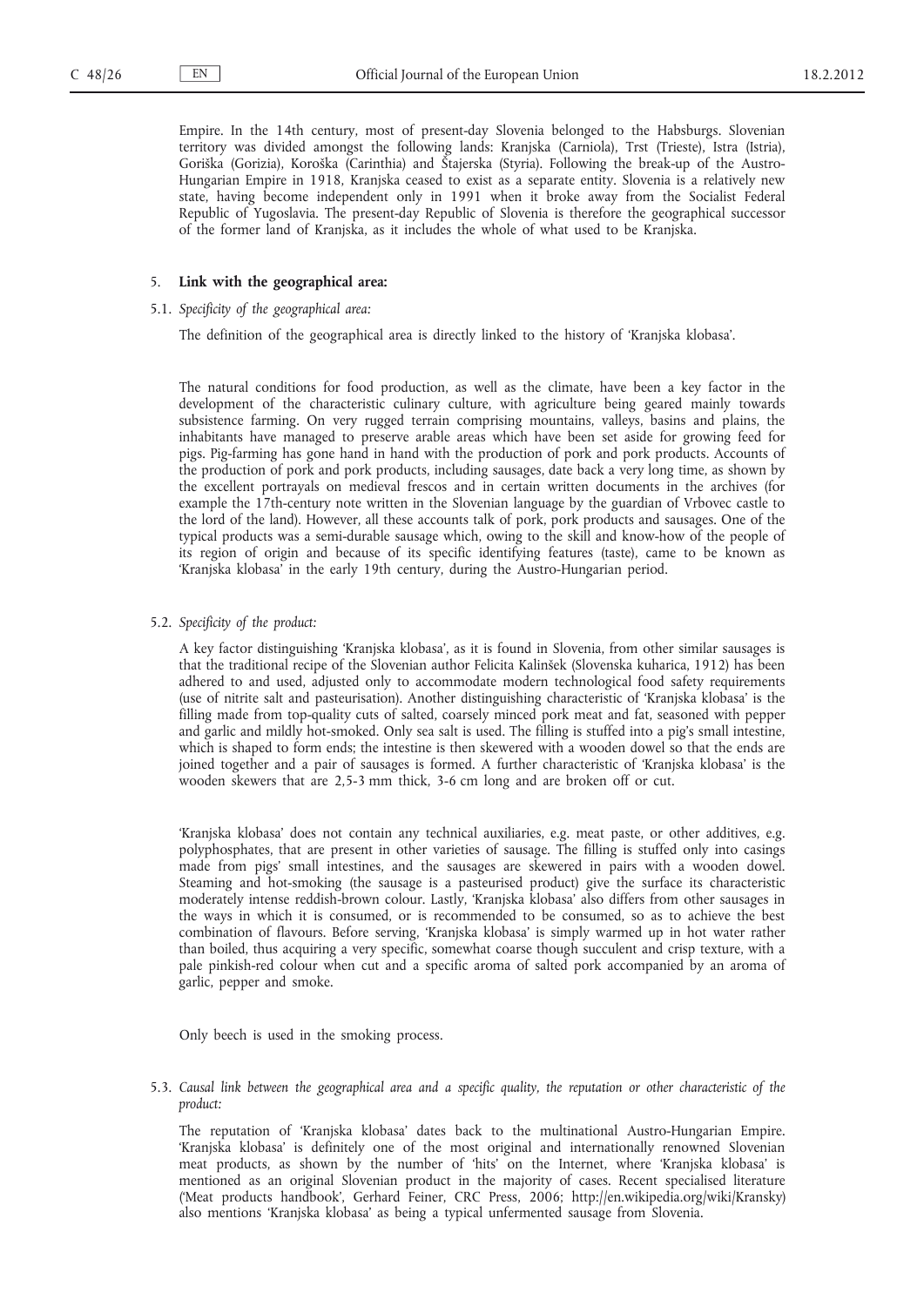Empire. In the 14th century, most of present-day Slovenia belonged to the Habsburgs. Slovenian territory was divided amongst the following lands: Kranjska (Carniola), Trst (Trieste), Istra (Istria), Goriška (Gorizia), Koroška (Carinthia) and Štajerska (Styria). Following the break-up of the Austro-Hungarian Empire in 1918, Kranjska ceased to exist as a separate entity. Slovenia is a relatively new state, having become independent only in 1991 when it broke away from the Socialist Federal Republic of Yugoslavia. The present-day Republic of Slovenia is therefore the geographical successor of the former land of Kranjska, as it includes the whole of what used to be Kranjska.

## 5. **Link with the geographical area:**

### 5.1. *Specificity of the geographical area:*

The definition of the geographical area is directly linked to the history of 'Kranjska klobasa'.

The natural conditions for food production, as well as the climate, have been a key factor in the development of the characteristic culinary culture, with agriculture being geared mainly towards subsistence farming. On very rugged terrain comprising mountains, valleys, basins and plains, the inhabitants have managed to preserve arable areas which have been set aside for growing feed for pigs. Pig-farming has gone hand in hand with the production of pork and pork products. Accounts of the production of pork and pork products, including sausages, date back a very long time, as shown by the excellent portrayals on medieval frescos and in certain written documents in the archives (for example the 17th-century note written in the Slovenian language by the guardian of Vrbovec castle to the lord of the land). However, all these accounts talk of pork, pork products and sausages. One of the typical products was a semi-durable sausage which, owing to the skill and know-how of the people of its region of origin and because of its specific identifying features (taste), came to be known as 'Kranjska klobasa' in the early 19th century, during the Austro-Hungarian period.

### 5.2. *Specificity of the product:*

A key factor distinguishing 'Kranjska klobasa', as it is found in Slovenia, from other similar sausages is that the traditional recipe of the Slovenian author Felicita Kalinšek (Slovenska kuharica, 1912) has been adhered to and used, adjusted only to accommodate modern technological food safety requirements (use of nitrite salt and pasteurisation). Another distinguishing characteristic of 'Kranjska klobasa' is the filling made from top-quality cuts of salted, coarsely minced pork meat and fat, seasoned with pepper and garlic and mildly hot-smoked. Only sea salt is used. The filling is stuffed into a pig's small intestine, which is shaped to form ends; the intestine is then skewered with a wooden dowel so that the ends are joined together and a pair of sausages is formed. A further characteristic of 'Kranjska klobasa' is the wooden skewers that are 2,5-3 mm thick, 3-6 cm long and are broken off or cut.

'Kranjska klobasa' does not contain any technical auxiliaries, e.g. meat paste, or other additives, e.g. polyphosphates, that are present in other varieties of sausage. The filling is stuffed only into casings made from pigs' small intestines, and the sausages are skewered in pairs with a wooden dowel. Steaming and hot-smoking (the sausage is a pasteurised product) give the surface its characteristic moderately intense reddish-brown colour. Lastly, 'Kranjska klobasa' also differs from other sausages in the ways in which it is consumed, or is recommended to be consumed, so as to achieve the best combination of flavours. Before serving, 'Kranjska klobasa' is simply warmed up in hot water rather than boiled, thus acquiring a very specific, somewhat coarse though succulent and crisp texture, with a pale pinkish-red colour when cut and a specific aroma of salted pork accompanied by an aroma of garlic, pepper and smoke.

Only beech is used in the smoking process.

### 5.3. *Causal link between the geographical area and a specific quality, the reputation or other characteristic of the product:*

The reputation of 'Kranjska klobasa' dates back to the multinational Austro-Hungarian Empire. 'Kranjska klobasa' is definitely one of the most original and internationally renowned Slovenian meat products, as shown by the number of 'hits' on the Internet, where 'Kranjska klobasa' is mentioned as an original Slovenian product in the majority of cases. Recent specialised literature ('Meat products handbook', Gerhard Feiner, CRC Press, 2006; http://en.wikipedia.org/wiki/Kransky) also mentions 'Kranjska klobasa' as being a typical unfermented sausage from Slovenia.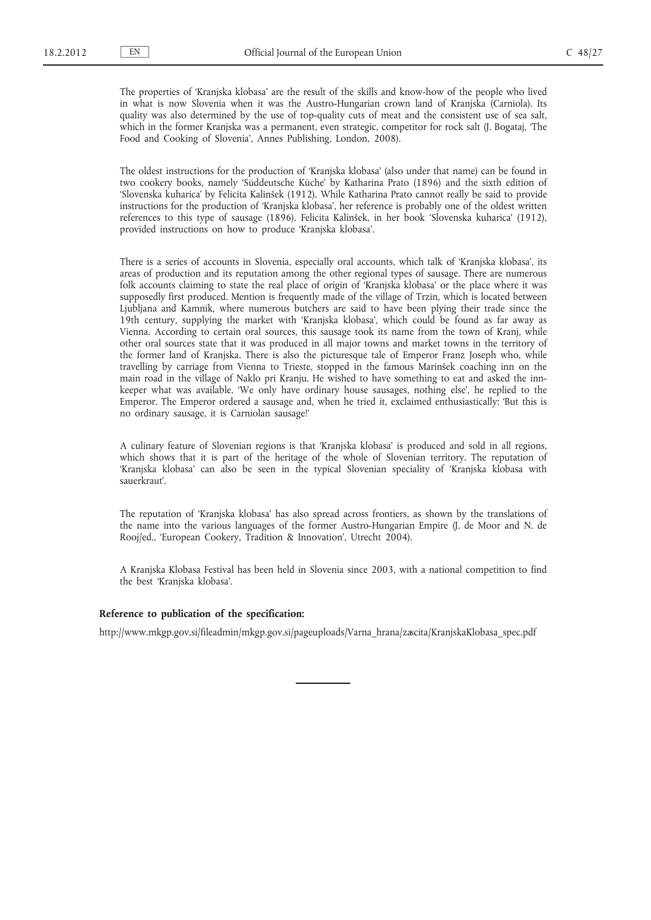The properties of 'Kranjska klobasa' are the result of the skills and know-how of the people who lived in what is now Slovenia when it was the Austro-Hungarian crown land of Kranjska (Carniola). Its quality was also determined by the use of top-quality cuts of meat and the consistent use of sea salt, which in the former Kranjska was a permanent, even strategic, competitor for rock salt (J. Bogataj, 'The Food and Cooking of Slovenia', Annes Publishing, London, 2008).

The oldest instructions for the production of 'Kranjska klobasa' (also under that name) can be found in two cookery books, namely 'Süddeutsche Küche' by Katharina Prato (1896) and the sixth edition of 'Slovenska kuharica' by Felicita Kalinšek (1912). While Katharina Prato cannot really be said to provide instructions for the production of 'Kranjska klobasa', her reference is probably one of the oldest written references to this type of sausage (1896). Felicita Kalinšek, in her book 'Slovenska kuharica' (1912), provided instructions on how to produce 'Kranjska klobasa'.

There is a series of accounts in Slovenia, especially oral accounts, which talk of 'Kranjska klobasa', its areas of production and its reputation among the other regional types of sausage. There are numerous folk accounts claiming to state the real place of origin of 'Kranjska klobasa' or the place where it was supposedly first produced. Mention is frequently made of the village of Trzin, which is located between Ljubljana and Kamnik, where numerous butchers are said to have been plying their trade since the 19th century, supplying the market with 'Kranjska klobasa', which could be found as far away as Vienna. According to certain oral sources, this sausage took its name from the town of Kranj, while other oral sources state that it was produced in all major towns and market towns in the territory of the former land of Kranjska. There is also the picturesque tale of Emperor Franz Joseph who, while travelling by carriage from Vienna to Trieste, stopped in the famous Marinšek coaching inn on the main road in the village of Naklo pri Kranju. He wished to have something to eat and asked the innkeeper what was available. 'We only have ordinary house sausages, nothing else', he replied to the Emperor. The Emperor ordered a sausage and, when he tried it, exclaimed enthusiastically: 'But this is no ordinary sausage, it is Carniolan sausage!'

A culinary feature of Slovenian regions is that 'Kranjska klobasa' is produced and sold in all regions, which shows that it is part of the heritage of the whole of Slovenian territory. The reputation of 'Kranjska klobasa' can also be seen in the typical Slovenian speciality of 'Kranjska klobasa with sauerkraut'.

The reputation of 'Kranjska klobasa' has also spread across frontiers, as shown by the translations of the name into the various languages of the former Austro-Hungarian Empire (J. de Moor and N. de Rooj/ed., 'European Cookery, Tradition & Innovation', Utrecht 2004).

A Kranjska Klobasa Festival has been held in Slovenia since 2003, with a national competition to find the best 'Kranjska klobasa'.

**Reference to publication of the specification:**

http://www.mkgp.gov.si/fileadmin/mkgp.gov.si/pageuploads/Varna_hrana/zascita/KranjskaKlobasa_spec.pdf